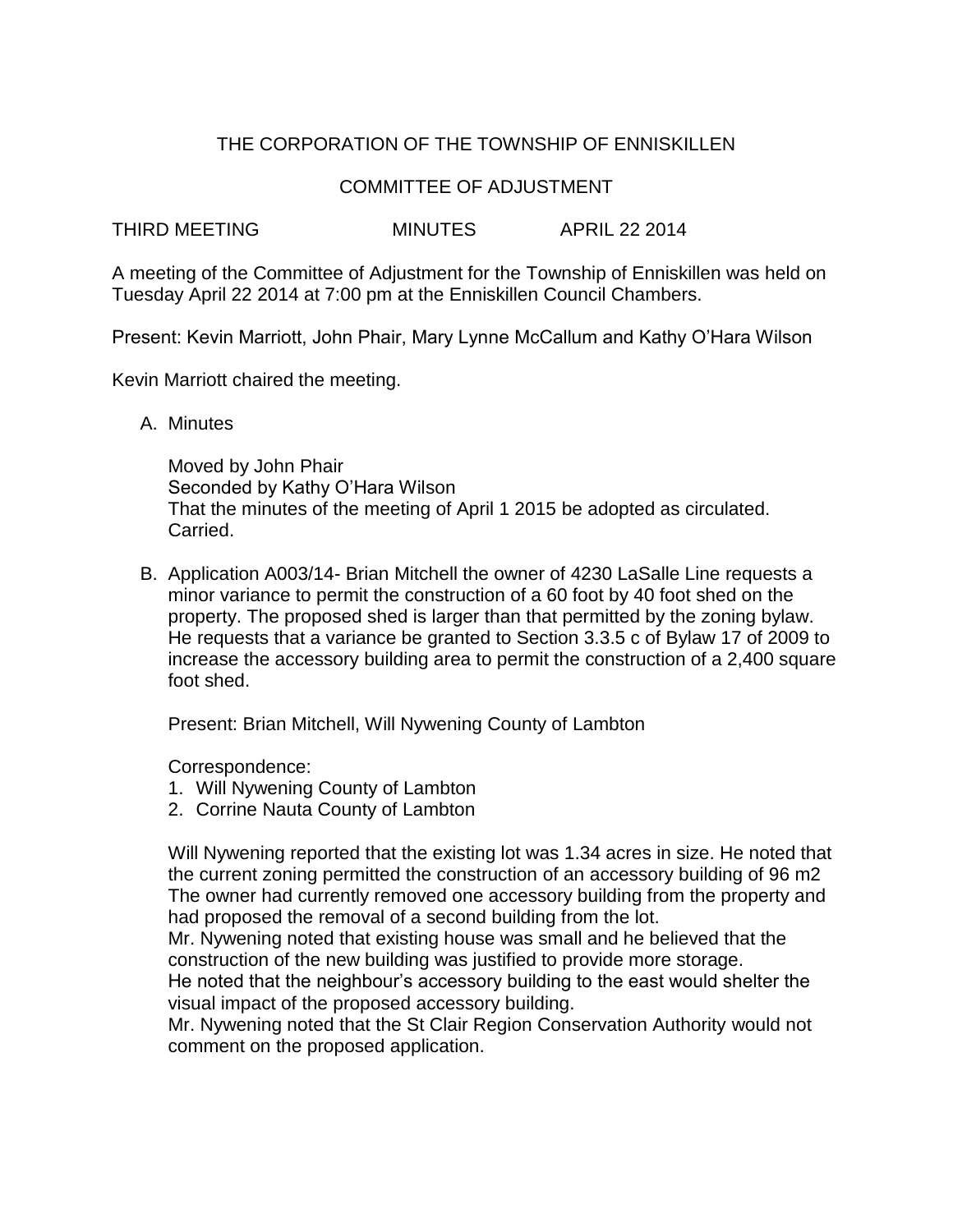THE CORPORATION OF THE TOWNSHIP OF ENNISKILLEN

COMMITTEE OF ADJUSTMENT

THIRD MEETING MINUTES APRIL 22 2014

A meeting of the Committee of Adjustment for the Township of Enniskillen was held on Tuesday April 22 2014 at 7:00 pm at the Enniskillen Council Chambers.

Present: Kevin Marriott, John Phair, Mary Lynne McCallum and Kathy O'Hara Wilson

Kevin Marriott chaired the meeting.

A. Minutes

   Moved by John Phair
   Seconded by Kathy O'Hara Wilson
   That the minutes of the meeting of April 1 2015 be adopted as circulated.
   Carried.

B. Application A003/14- Brian Mitchell the owner of 4230 LaSalle Line requests a minor variance to permit the construction of a 60 foot by 40 foot shed on the property. The proposed shed is larger than that permitted by the zoning bylaw. He requests that a variance be granted to Section 3.3.5 c of Bylaw 17 of 2009 to increase the accessory building area to permit the construction of a 2,400 square foot shed.

   Present: Brian Mitchell, Will Nywening County of Lambton

   Correspondence:
   1. Will Nywening County of Lambton
   2. Corrine Nauta County of Lambton

   Will Nywening reported that the existing lot was 1.34 acres in size. He noted that the current zoning permitted the construction of an accessory building of 96 m2 The owner had currently removed one accessory building from the property and had proposed the removal of a second building from the lot.
   Mr. Nywening noted that existing house was small and he believed that the construction of the new building was justified to provide more storage.
   He noted that the neighbour's accessory building to the east would shelter the visual impact of the proposed accessory building.
   Mr. Nywening noted that the St Clair Region Conservation Authority would not comment on the proposed application.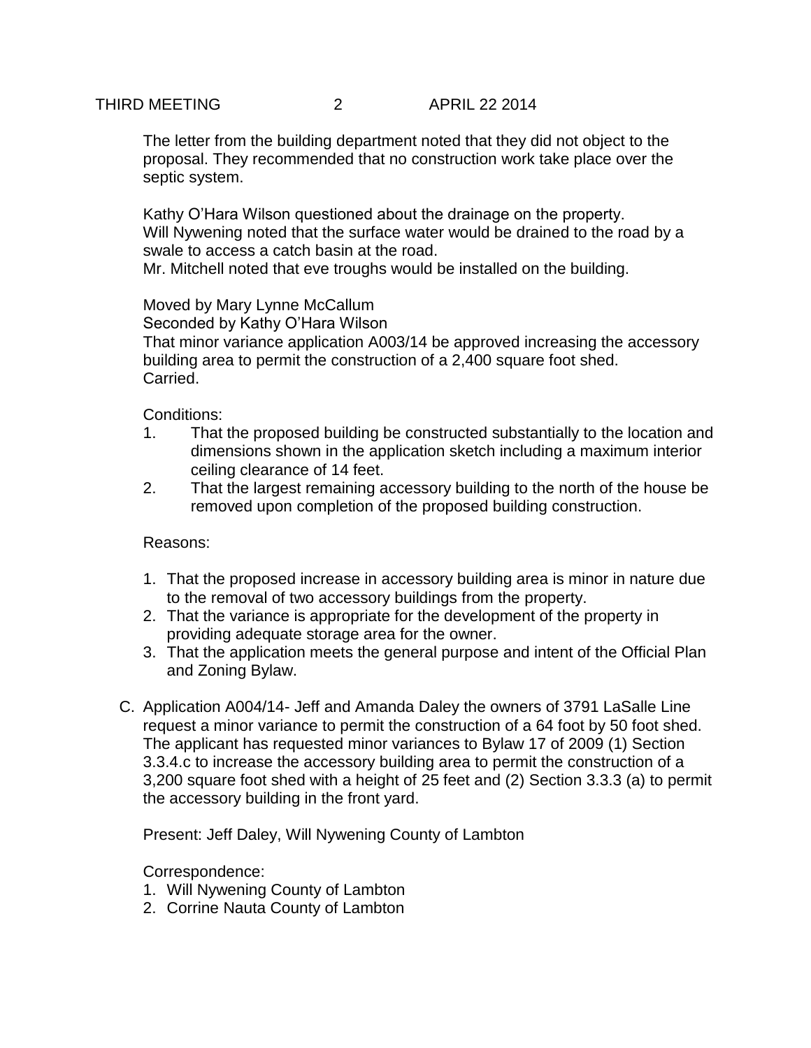The letter from the building department noted that they did not object to the proposal. They recommended that no construction work take place over the septic system.

Kathy O'Hara Wilson questioned about the drainage on the property.
Will Nywening noted that the surface water would be drained to the road by a swale to access a catch basin at the road.
Mr. Mitchell noted that eve troughs would be installed on the building.

Moved by Mary Lynne McCallum
Seconded by Kathy O'Hara Wilson
That minor variance application A003/14 be approved increasing the accessory building area to permit the construction of a 2,400 square foot shed.
Carried.

Conditions:

1. That the proposed building be constructed substantially to the location and dimensions shown in the application sketch including a maximum interior ceiling clearance of 14 feet.
2. That the largest remaining accessory building to the north of the house be removed upon completion of the proposed building construction.

Reasons:

1. That the proposed increase in accessory building area is minor in nature due to the removal of two accessory buildings from the property.
2. That the variance is appropriate for the development of the property in providing adequate storage area for the owner.
3. That the application meets the general purpose and intent of the Official Plan and Zoning Bylaw.

C. Application A004/14- Jeff and Amanda Daley the owners of 3791 LaSalle Line request a minor variance to permit the construction of a 64 foot by 50 foot shed. The applicant has requested minor variances to Bylaw 17 of 2009 (1) Section 3.3.4.c to increase the accessory building area to permit the construction of a 3,200 square foot shed with a height of 25 feet and (2) Section 3.3.3 (a) to permit the accessory building in the front yard.

   Present: Jeff Daley, Will Nywening County of Lambton

   Correspondence:

   1. Will Nywening County of Lambton
   2. Corrine Nauta County of Lambton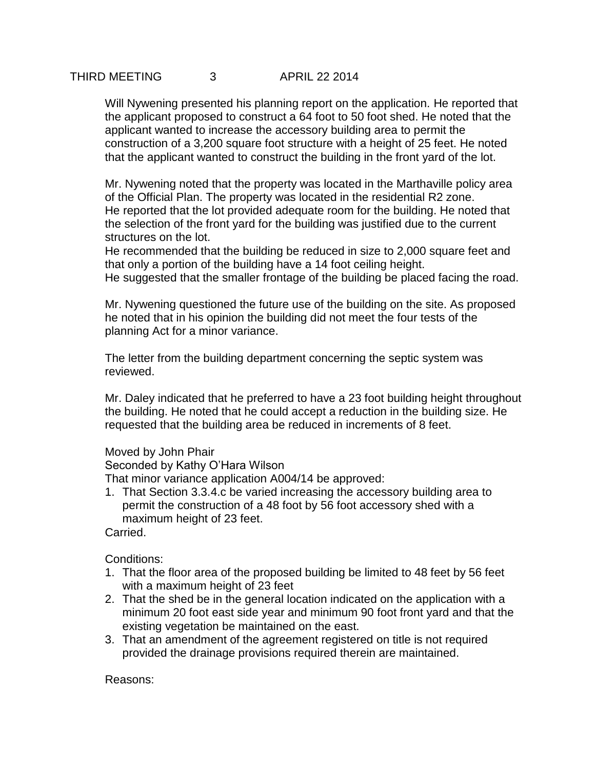Will Nywening presented his planning report on the application. He reported that the applicant proposed to construct a 64 foot to 50 foot shed. He noted that the applicant wanted to increase the accessory building area to permit the construction of a 3,200 square foot structure with a height of 25 feet. He noted that the applicant wanted to construct the building in the front yard of the lot.

Mr. Nywening noted that the property was located in the Marthaville policy area of the Official Plan. The property was located in the residential R2 zone.
He reported that the lot provided adequate room for the building. He noted that the selection of the front yard for the building was justified due to the current structures on the lot.
He recommended that the building be reduced in size to 2,000 square feet and that only a portion of the building have a 14 foot ceiling height.
He suggested that the smaller frontage of the building be placed facing the road.

Mr. Nywening questioned the future use of the building on the site. As proposed he noted that in his opinion the building did not meet the four tests of the planning Act for a minor variance.

The letter from the building department concerning the septic system was reviewed.

Mr. Daley indicated that he preferred to have a 23 foot building height throughout the building. He noted that he could accept a reduction in the building size. He requested that the building area be reduced in increments of 8 feet.

Moved by John Phair
Seconded by Kathy O'Hara Wilson
That minor variance application A004/14 be approved:

1. That Section 3.3.4.c be varied increasing the accessory building area to permit the construction of a 48 foot by 56 foot accessory shed with a maximum height of 23 feet.

Carried.

Conditions:

1. That the floor area of the proposed building be limited to 48 feet by 56 feet with a maximum height of 23 feet
2. That the shed be in the general location indicated on the application with a minimum 20 foot east side year and minimum 90 foot front yard and that the existing vegetation be maintained on the east.
3. That an amendment of the agreement registered on title is not required provided the drainage provisions required therein are maintained.

Reasons: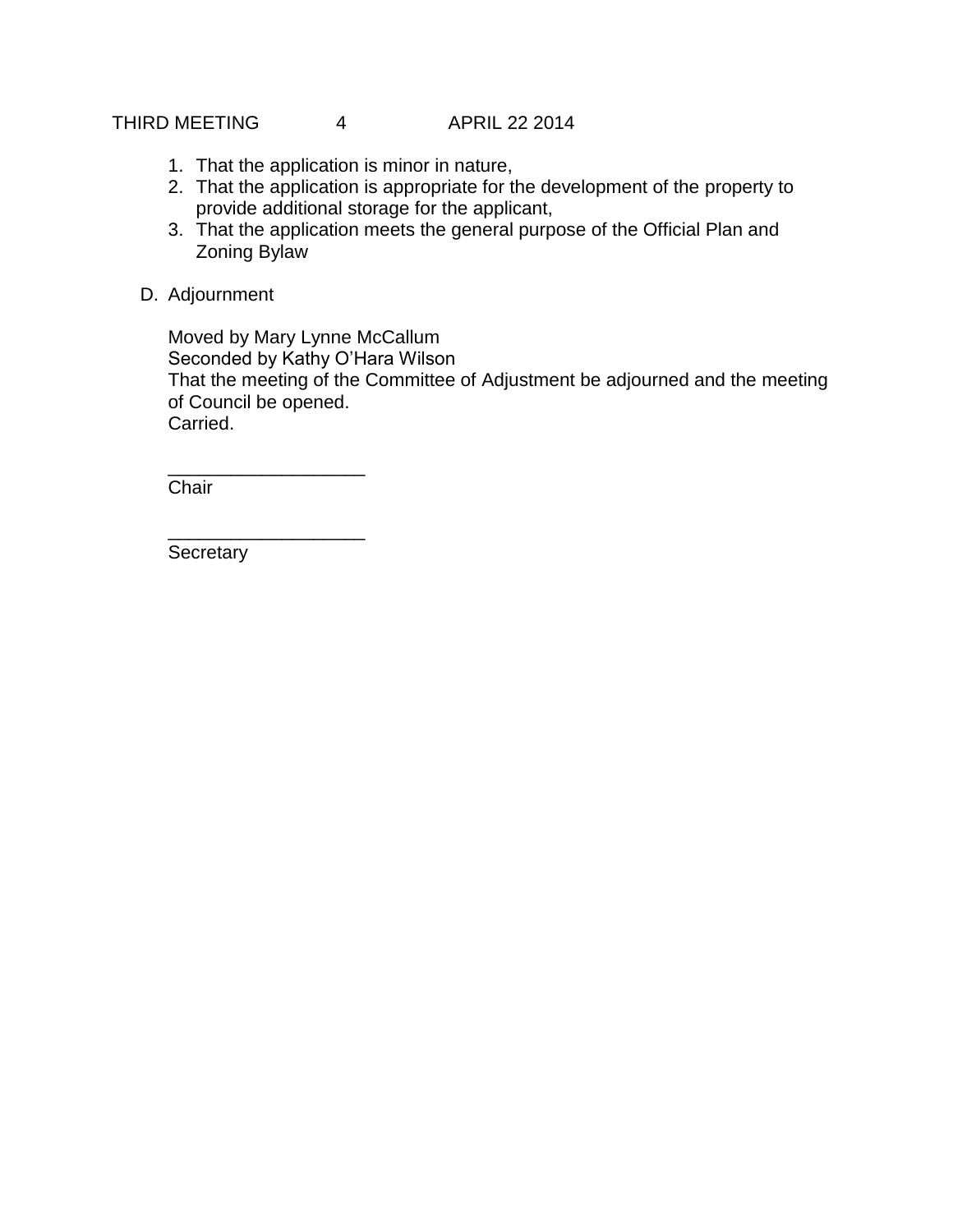1. That the application is minor in nature,
2. That the application is appropriate for the development of the property to provide additional storage for the applicant,
3. That the application meets the general purpose of the Official Plan and Zoning Bylaw

D. Adjournment

Moved by Mary Lynne McCallum
Seconded by Kathy O'Hara Wilson
That the meeting of the Committee of Adjustment be adjourned and the meeting of Council be opened.
Carried.

___________________
Chair

___________________
Secretary